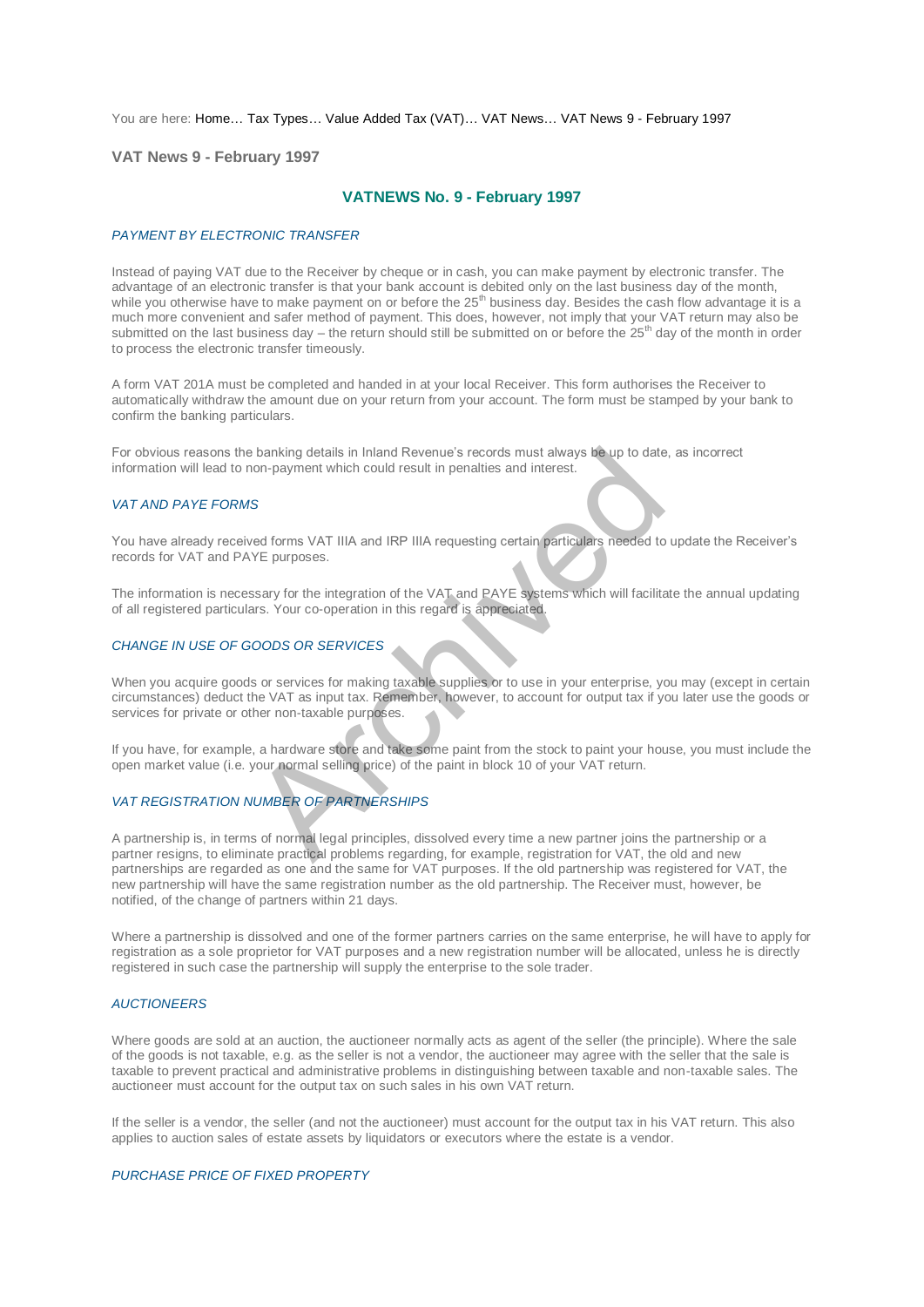You are here: Home… Tax Types… Value Added Tax (VAT)… VAT News… VAT News 9 - February 1997

## VAT News 9 - February 1997

# VATNEWS No. 9 - February 1997

### *PAYMENT BY ELECTRONIC TRANSFER*

Instead of paying VAT due to the Receiver by cheque or in cash, you can make payment by electronic transfer. The advantage of an electronic transfer is that your bank account is debited only on the last business day of the month, while you otherwise have to make payment on or before the 25th business day. Besides the cash flow advantage it is a much more convenient and safer method of payment. This does, however, not imply that your VAT return may also be submitted on the last business day – the return should still be submitted on or before the 25th day of the month in order to process the electronic transfer timeously.

A form VAT 201A must be completed and handed in at your local Receiver. This form authorises the Receiver to automatically withdraw the amount due on your return from your account. The form must be stamped by your bank to confirm the banking particulars.

For obvious reasons the banking details in Inland Revenue's records must always be up to date, as incorrect information will lead to non-payment which could result in penalties and interest.

### *VAT AND PAYE FORMS*

You have already received forms VAT IIIA and IRP IIIA requesting certain particulars needed to update the Receiver's records for VAT and PAYE purposes.

The information is necessary for the integration of the VAT and PAYE systems which will facilitate the annual updating of all registered particulars. Your co-operation in this regard is appreciated.

### *CHANGE IN USE OF GOODS OR SERVICES*

When you acquire goods or services for making taxable supplies or to use in your enterprise, you may (except in certain circumstances) deduct the VAT as input tax. Remember, however, to account for output tax if you later use the goods or services for private or other non-taxable purposes.

If you have, for example, a hardware store and take some paint from the stock to paint your house, you must include the open market value (i.e. your normal selling price) of the paint in block 10 of your VAT return.

### *VAT REGISTRATION NUMBER OF PARTNERSHIPS*

A partnership is, in terms of normal legal principles, dissolved every time a new partner joins the partnership or a partner resigns, to eliminate practical problems regarding, for example, registration for VAT, the old and new partnerships are regarded as one and the same for VAT purposes. If the old partnership was registered for VAT, the new partnership will have the same registration number as the old partnership. The Receiver must, however, be notified, of the change of partners within 21 days.

Where a partnership is dissolved and one of the former partners carries on the same enterprise, he will have to apply for registration as a sole proprietor for VAT purposes and a new registration number will be allocated, unless he is directly registered in such case the partnership will supply the enterprise to the sole trader.

### *AUCTIONEERS*

Where goods are sold at an auction, the auctioneer normally acts as agent of the seller (the principle). Where the sale of the goods is not taxable, e.g. as the seller is not a vendor, the auctioneer may agree with the seller that the sale is taxable to prevent practical and administrative problems in distinguishing between taxable and non-taxable sales. The auctioneer must account for the output tax on such sales in his own VAT return.

If the seller is a vendor, the seller (and not the auctioneer) must account for the output tax in his VAT return. This also applies to auction sales of estate assets by liquidators or executors where the estate is a vendor.

### *PURCHASE PRICE OF FIXED PROPERTY*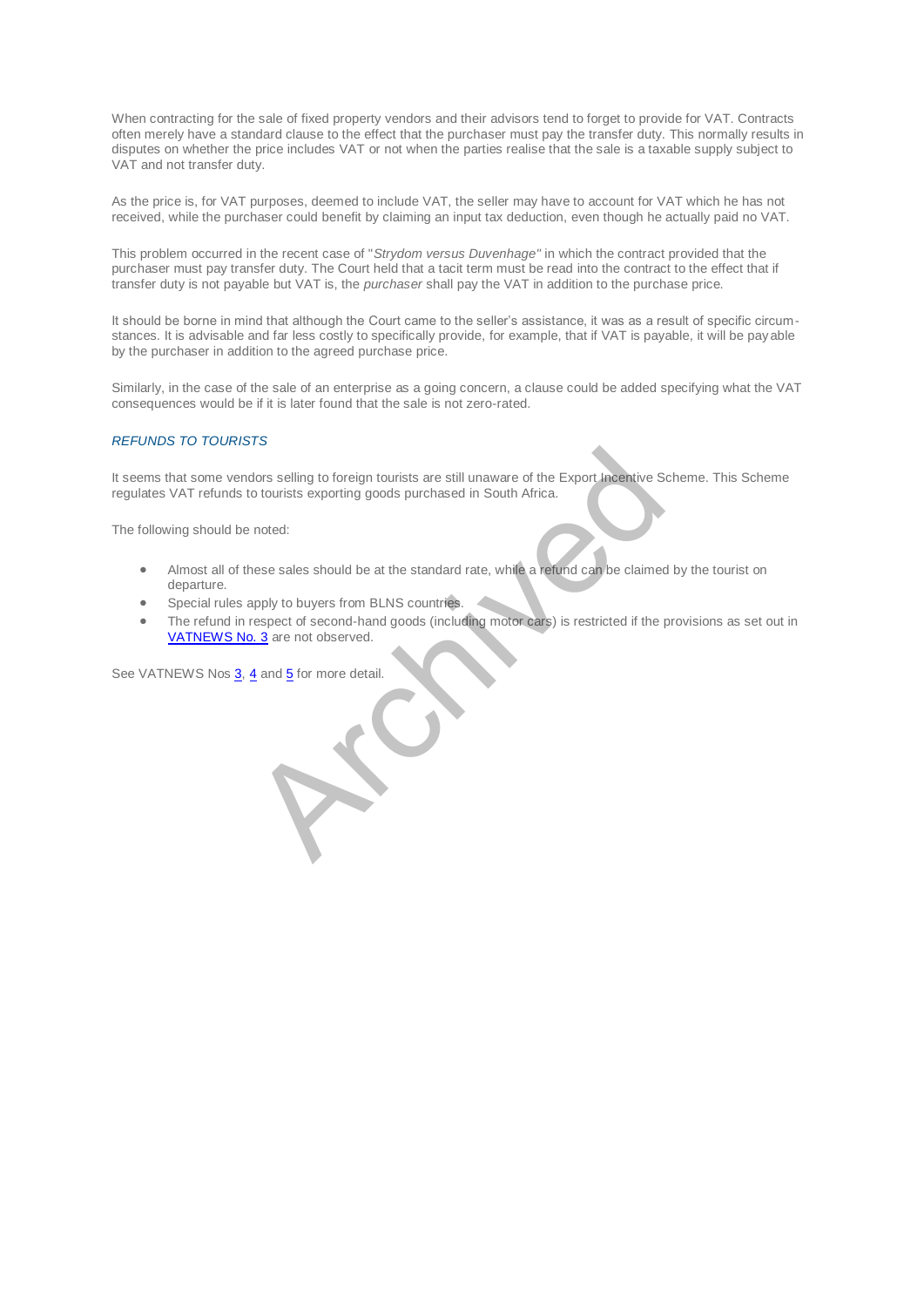When contracting for the sale of fixed property vendors and their advisors tend to forget to provide for VAT. Contracts often merely have a standard clause to the effect that the purchaser must pay the transfer duty. This normally results in disputes on whether the price includes VAT or not when the parties realise that the sale is a taxable supply subject to VAT and not transfer duty.

As the price is, for VAT purposes, deemed to include VAT, the seller may have to account for VAT which he has not received, while the purchaser could benefit by claiming an input tax deduction, even though he actually paid no VAT.

This problem occurred in the recent case of "*Strydom versus Duvenhage*" in which the contract provided that the purchaser must pay transfer duty. The Court held that a tacit term must be read into the contract to the effect that if transfer duty is not payable but VAT is, the *purchaser* shall pay the VAT in addition to the purchase price.

It should be borne in mind that although the Court came to the seller's assistance, it was as a result of specific circumstances. It is advisable and far less costly to specifically provide, for example, that if VAT is payable, it will be payable by the purchaser in addition to the agreed purchase price.

Similarly, in the case of the sale of an enterprise as a going concern, a clause could be added specifying what the VAT consequences would be if it is later found that the sale is not zero-rated.

### *REFUNDS TO TOURISTS*

It seems that some vendors selling to foreign tourists are still unaware of the Export Incentive Scheme. This Scheme regulates VAT refunds to tourists exporting goods purchased in South Africa.

The following should be noted:

- Almost all of these sales should be at the standard rate, while a refund can be claimed by the tourist on departure.
- Special rules apply to buyers from BLNS countries.
- The refund in respect of second-hand goods (including motor cars) is restricted if the provisions as set out in VATNEWS No. 3 are not observed.

See VATNEWS Nos 3, 4 and 5 for more detail.